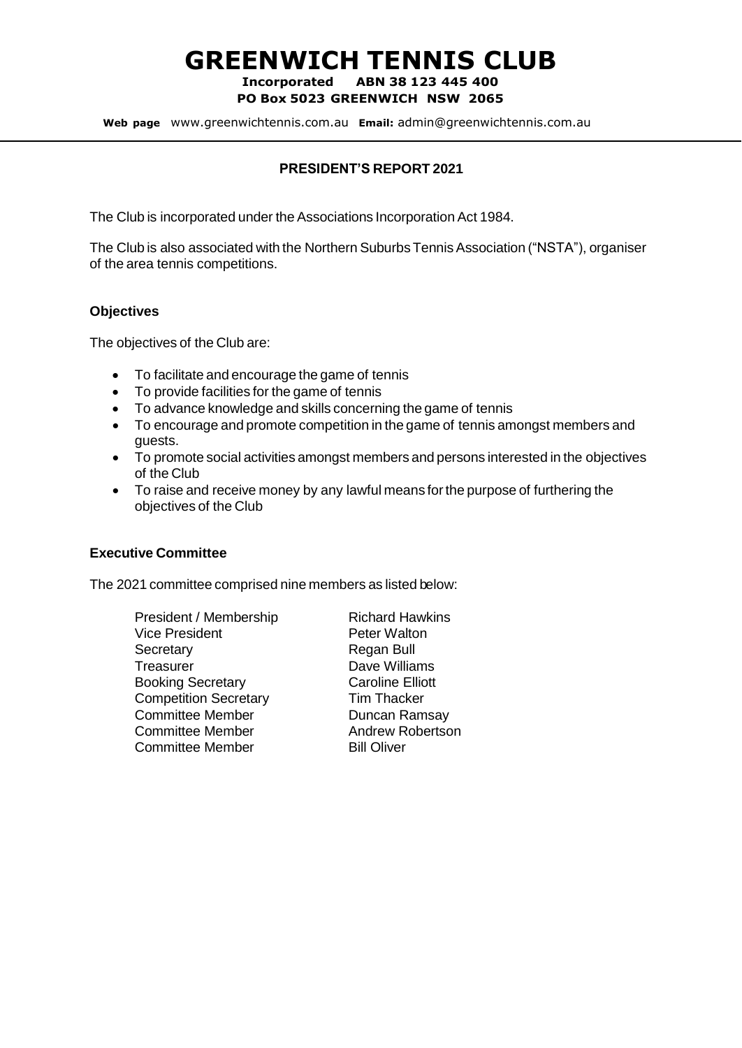# GREENWICH TENNIS CLUB

**Incorporated ABN 38 123 445 400**
**PO Box 5023 GREENWICH NSW 2065**

**Web page** www.greenwichtennis.com.au **Email:** admin@greenwichtennis.com.au

## PRESIDENT'S REPORT 2021

The Club is incorporated under the Associations Incorporation Act 1984.

The Club is also associated with the Northern Suburbs Tennis Association ("NSTA"), organiser of the area tennis competitions.

### Objectives

The objectives of the Club are:

- To facilitate and encourage the game of tennis
- To provide facilities for the game of tennis
- To advance knowledge and skills concerning the game of tennis
- To encourage and promote competition in the game of tennis amongst members and guests.
- To promote social activities amongst members and persons interested in the objectives of the Club
- To raise and receive money by any lawful means for the purpose of furthering the objectives of the Club

### Executive Committee

The 2021 committee comprised nine members as listed below:

| | |
|---|---|
| President / Membership | Richard Hawkins |
| Vice President | Peter Walton |
| Secretary | Regan Bull |
| Treasurer | Dave Williams |
| Booking Secretary | Caroline Elliott |
| Competition Secretary | Tim Thacker |
| Committee Member | Duncan Ramsay |
| Committee Member | Andrew Robertson |
| Committee Member | Bill Oliver |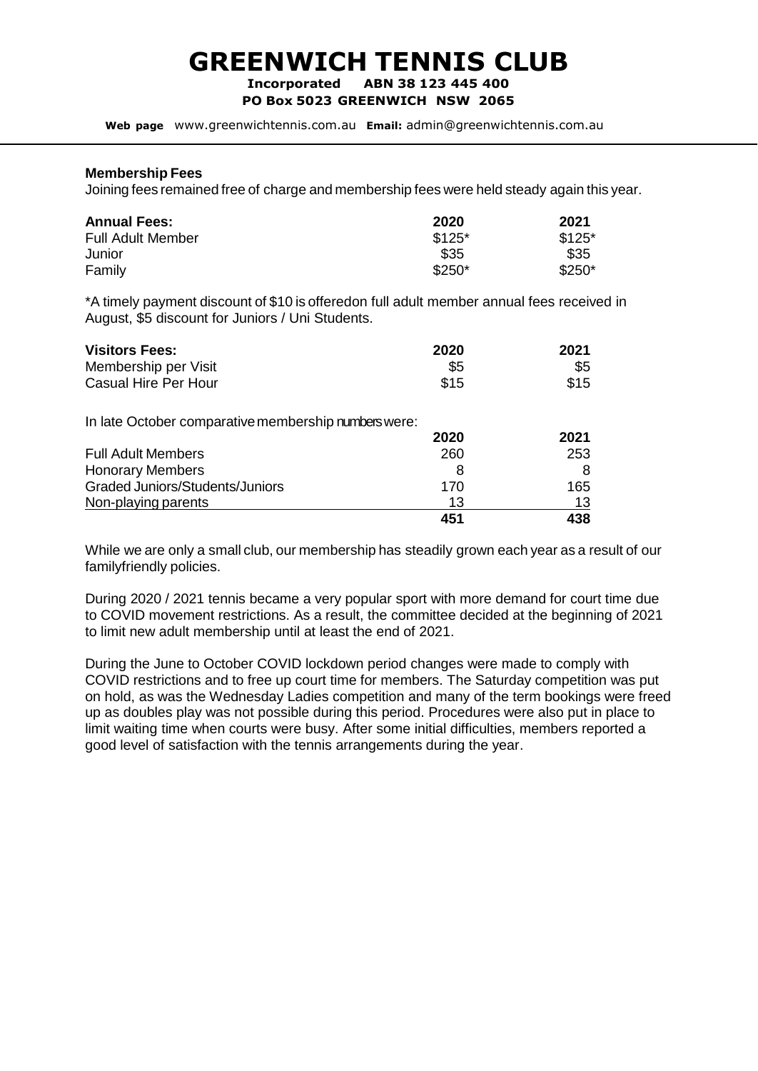# GREENWICH TENNIS CLUB

**Incorporated ABN 38 123 445 400**

**PO Box 5023 GREENWICH NSW 2065**

**Web page** www.greenwichtennis.com.au **Email:** admin@greenwichtennis.com.au

**Membership Fees**

Joining fees remained free of charge and membership fees were held steady again this year.

| **Annual Fees:** | **2020** | **2021** |
|---|---|---|
| Full Adult Member | $125* | $125* |
| Junior | $35 | $35 |
| Family | $250* | $250* |

*A timely payment discount of $10 is offeredon full adult member annual fees received in August, $5 discount for Juniors / Uni Students.

| **Visitors Fees:** | **2020** | **2021** |
|---|---|---|
| Membership per Visit | $5 | $5 |
| Casual Hire Per Hour | $15 | $15 |

In late October comparative membership numbers were:

| | **2020** | **2021** |
|---|---|---|
| Full Adult Members | 260 | 253 |
| Honorary Members | 8 | 8 |
| Graded Juniors/Students/Juniors | 170 | 165 |
| Non-playing parents | 13 | 13 |
| | **451** | **438** |

While we are only a small club, our membership has steadily grown each year as a result of our familyfriendly policies.

During 2020 / 2021 tennis became a very popular sport with more demand for court time due to COVID movement restrictions. As a result, the committee decided at the beginning of 2021 to limit new adult membership until at least the end of 2021.

During the June to October COVID lockdown period changes were made to comply with COVID restrictions and to free up court time for members. The Saturday competition was put on hold, as was the Wednesday Ladies competition and many of the term bookings were freed up as doubles play was not possible during this period. Procedures were also put in place to limit waiting time when courts were busy. After some initial difficulties, members reported a good level of satisfaction with the tennis arrangements during the year.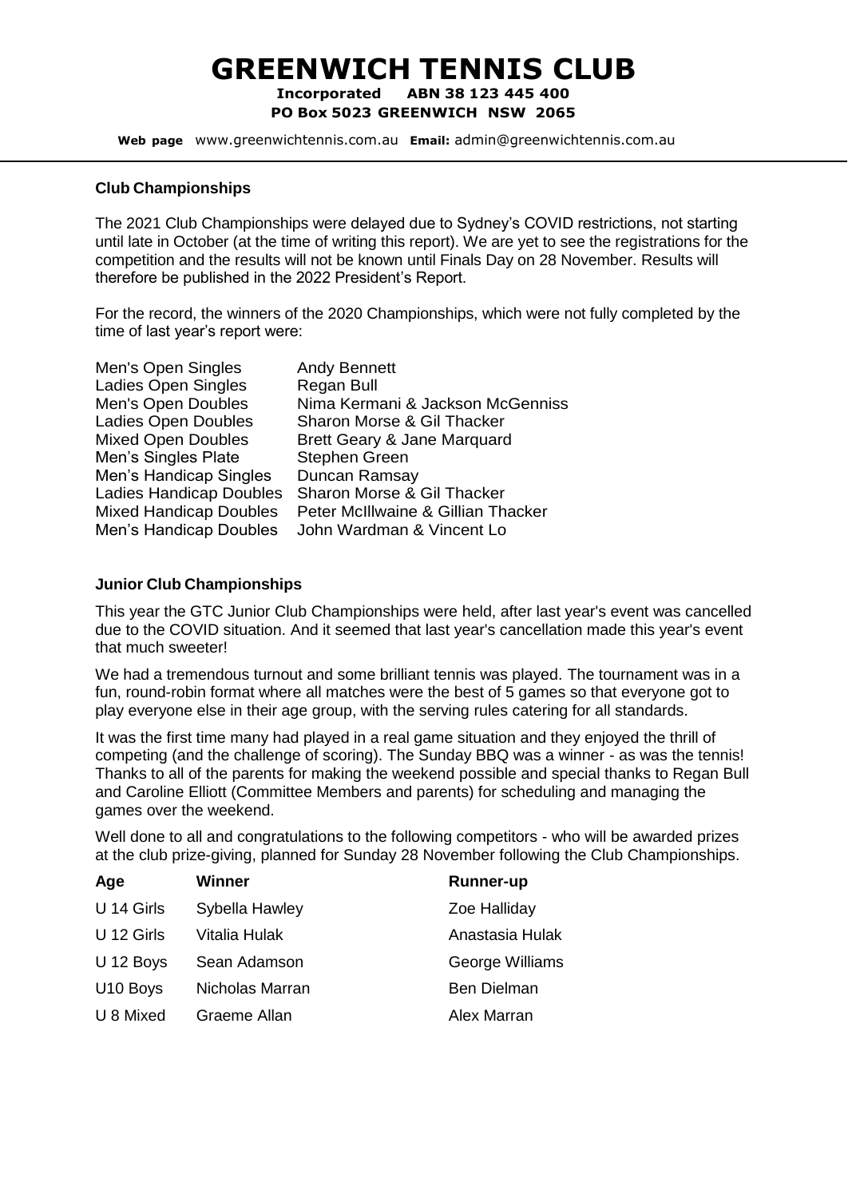# GREENWICH TENNIS CLUB

**Incorporated ABN 38 123 445 400**
**PO Box 5023 GREENWICH NSW 2065**

**Web page** www.greenwichtennis.com.au **Email:** admin@greenwichtennis.com.au

## Club Championships

The 2021 Club Championships were delayed due to Sydney's COVID restrictions, not starting until late in October (at the time of writing this report). We are yet to see the registrations for the competition and the results will not be known until Finals Day on 28 November. Results will therefore be published in the 2022 President's Report.

For the record, the winners of the 2020 Championships, which were not fully completed by the time of last year's report were:

| | |
|---|---|
| Men's Open Singles | Andy Bennett |
| Ladies Open Singles | Regan Bull |
| Men's Open Doubles | Nima Kermani & Jackson McGenniss |
| Ladies Open Doubles | Sharon Morse & Gil Thacker |
| Mixed Open Doubles | Brett Geary & Jane Marquard |
| Men's Singles Plate | Stephen Green |
| Men's Handicap Singles | Duncan Ramsay |
| Ladies Handicap Doubles | Sharon Morse & Gil Thacker |
| Mixed Handicap Doubles | Peter McIllwaine & Gillian Thacker |
| Men's Handicap Doubles | John Wardman & Vincent Lo |

## Junior Club Championships

This year the GTC Junior Club Championships were held, after last year's event was cancelled due to the COVID situation. And it seemed that last year's cancellation made this year's event that much sweeter!

We had a tremendous turnout and some brilliant tennis was played. The tournament was in a fun, round-robin format where all matches were the best of 5 games so that everyone got to play everyone else in their age group, with the serving rules catering for all standards.

It was the first time many had played in a real game situation and they enjoyed the thrill of competing (and the challenge of scoring). The Sunday BBQ was a winner - as was the tennis! Thanks to all of the parents for making the weekend possible and special thanks to Regan Bull and Caroline Elliott (Committee Members and parents) for scheduling and managing the games over the weekend.

Well done to all and congratulations to the following competitors - who will be awarded prizes at the club prize-giving, planned for Sunday 28 November following the Club Championships.

| Age | Winner | Runner-up |
|---|---|---|
| U 14 Girls | Sybella Hawley | Zoe Halliday |
| U 12 Girls | Vitalia Hulak | Anastasia Hulak |
| U 12 Boys | Sean Adamson | George Williams |
| U10 Boys | Nicholas Marran | Ben Dielman |
| U 8 Mixed | Graeme Allan | Alex Marran |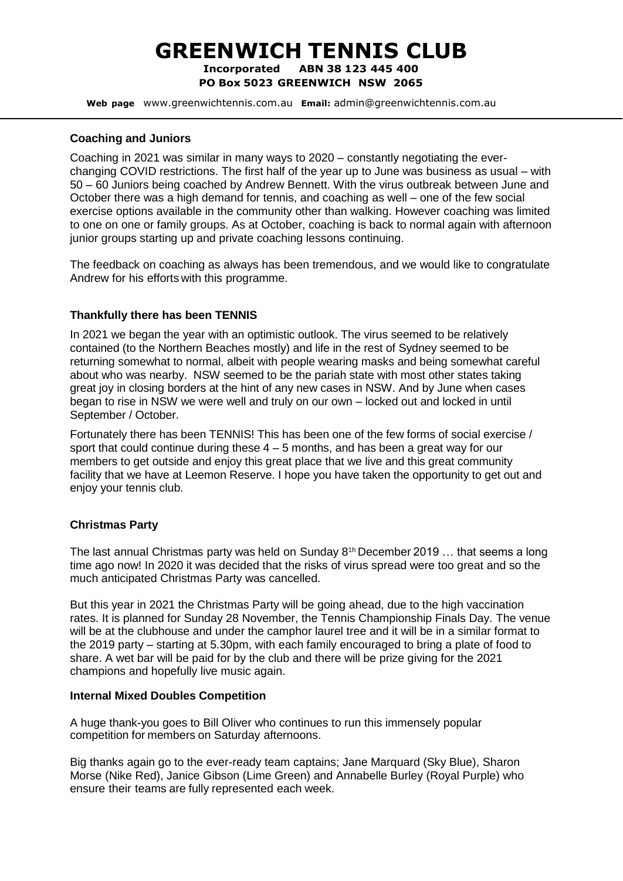# GREENWICH TENNIS CLUB

**Incorporated ABN 38 123 445 400**
**PO Box 5023 GREENWICH NSW 2065**

**Web page** www.greenwichtennis.com.au **Email:** admin@greenwichtennis.com.au

**Coaching and Juniors**

Coaching in 2021 was similar in many ways to 2020 – constantly negotiating the ever-changing COVID restrictions. The first half of the year up to June was business as usual – with 50 – 60 Juniors being coached by Andrew Bennett. With the virus outbreak between June and October there was a high demand for tennis, and coaching as well – one of the few social exercise options available in the community other than walking. However coaching was limited to one on one or family groups. As at October, coaching is back to normal again with afternoon junior groups starting up and private coaching lessons continuing.

The feedback on coaching as always has been tremendous, and we would like to congratulate Andrew for his efforts with this programme.

**Thankfully there has been TENNIS**

In 2021 we began the year with an optimistic outlook. The virus seemed to be relatively contained (to the Northern Beaches mostly) and life in the rest of Sydney seemed to be returning somewhat to normal, albeit with people wearing masks and being somewhat careful about who was nearby. NSW seemed to be the pariah state with most other states taking great joy in closing borders at the hint of any new cases in NSW. And by June when cases began to rise in NSW we were well and truly on our own – locked out and locked in until September / October.

Fortunately there has been TENNIS! This has been one of the few forms of social exercise / sport that could continue during these 4 – 5 months, and has been a great way for our members to get outside and enjoy this great place that we live and this great community facility that we have at Leemon Reserve. I hope you have taken the opportunity to get out and enjoy your tennis club.

**Christmas Party**

The last annual Christmas party was held on Sunday 8[1h] December 2019 … that seems a long time ago now! In 2020 it was decided that the risks of virus spread were too great and so the much anticipated Christmas Party was cancelled.

But this year in 2021 the Christmas Party will be going ahead, due to the high vaccination rates. It is planned for Sunday 28 November, the Tennis Championship Finals Day. The venue will be at the clubhouse and under the camphor laurel tree and it will be in a similar format to the 2019 party – starting at 5.30pm, with each family encouraged to bring a plate of food to share. A wet bar will be paid for by the club and there will be prize giving for the 2021 champions and hopefully live music again.

**Internal Mixed Doubles Competition**

A huge thank-you goes to Bill Oliver who continues to run this immensely popular competition for members on Saturday afternoons.

Big thanks again go to the ever-ready team captains; Jane Marquard (Sky Blue), Sharon Morse (Nike Red), Janice Gibson (Lime Green) and Annabelle Burley (Royal Purple) who ensure their teams are fully represented each week.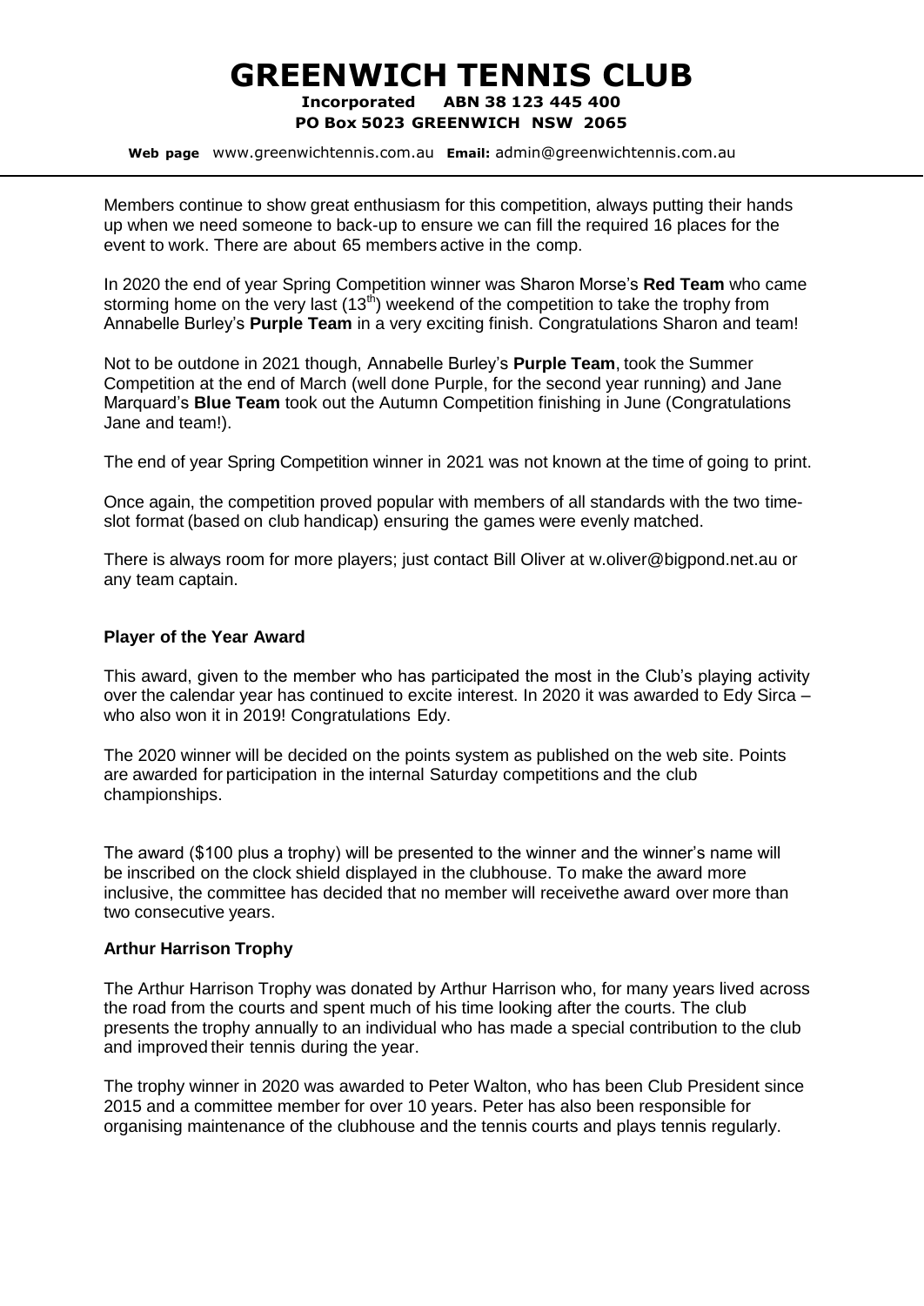Members continue to show great enthusiasm for this competition, always putting their hands up when we need someone to back-up to ensure we can fill the required 16 places for the event to work. There are about 65 members active in the comp.

In 2020 the end of year Spring Competition winner was Sharon Morse's **Red Team** who came storming home on the very last (13th) weekend of the competition to take the trophy from Annabelle Burley's **Purple Team** in a very exciting finish. Congratulations Sharon and team!

Not to be outdone in 2021 though, Annabelle Burley's **Purple Team**, took the Summer Competition at the end of March (well done Purple, for the second year running) and Jane Marquard's **Blue Team** took out the Autumn Competition finishing in June (Congratulations Jane and team!).

The end of year Spring Competition winner in 2021 was not known at the time of going to print.

Once again, the competition proved popular with members of all standards with the two time-slot format (based on club handicap) ensuring the games were evenly matched.

There is always room for more players; just contact Bill Oliver at w.oliver@bigpond.net.au or any team captain.

**Player of the Year Award**

This award, given to the member who has participated the most in the Club's playing activity over the calendar year has continued to excite interest. In 2020 it was awarded to Edy Sirca – who also won it in 2019! Congratulations Edy.

The 2020 winner will be decided on the points system as published on the web site. Points are awarded for participation in the internal Saturday competitions and the club championships.

The award ($100 plus a trophy) will be presented to the winner and the winner's name will be inscribed on the clock shield displayed in the clubhouse. To make the award more inclusive, the committee has decided that no member will receivethe award over more than two consecutive years.

**Arthur Harrison Trophy**

The Arthur Harrison Trophy was donated by Arthur Harrison who, for many years lived across the road from the courts and spent much of his time looking after the courts. The club presents the trophy annually to an individual who has made a special contribution to the club and improved their tennis during the year.

The trophy winner in 2020 was awarded to Peter Walton, who has been Club President since 2015 and a committee member for over 10 years. Peter has also been responsible for organising maintenance of the clubhouse and the tennis courts and plays tennis regularly.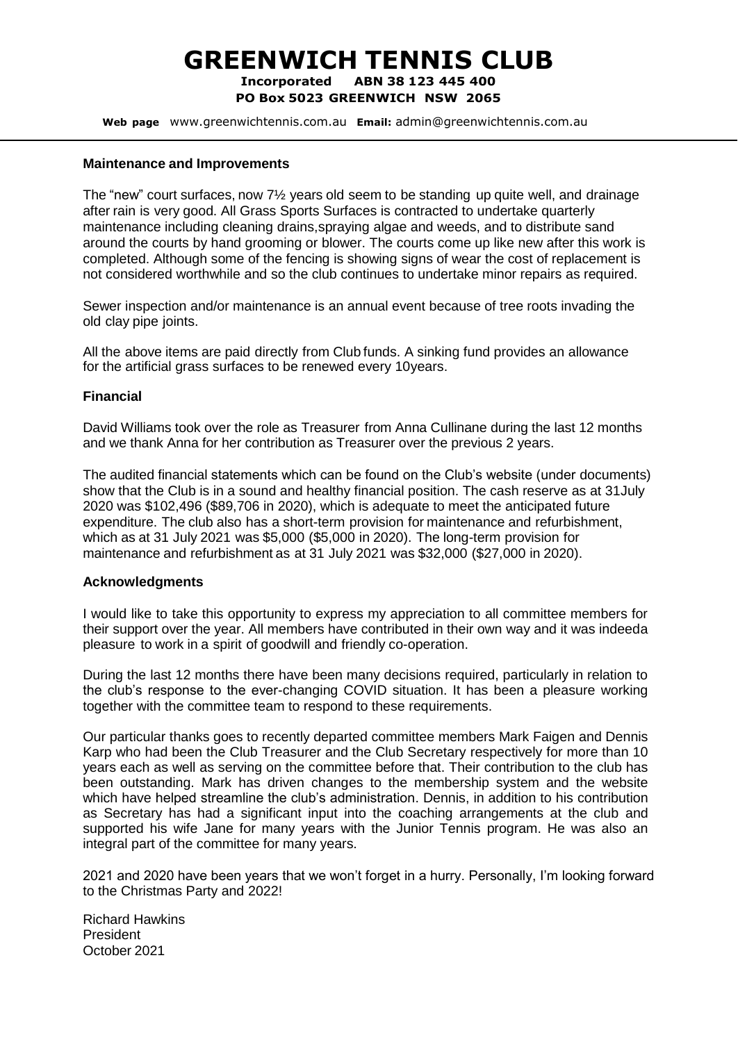# GREENWICH TENNIS CLUB

**Incorporated ABN 38 123 445 400**
**PO Box 5023 GREENWICH NSW 2065**

**Web page** www.greenwichtennis.com.au **Email:** admin@greenwichtennis.com.au

### Maintenance and Improvements

The "new" court surfaces, now 7½ years old seem to be standing up quite well, and drainage after rain is very good. All Grass Sports Surfaces is contracted to undertake quarterly maintenance including cleaning drains,spraying algae and weeds, and to distribute sand around the courts by hand grooming or blower. The courts come up like new after this work is completed. Although some of the fencing is showing signs of wear the cost of replacement is not considered worthwhile and so the club continues to undertake minor repairs as required.

Sewer inspection and/or maintenance is an annual event because of tree roots invading the old clay pipe joints.

All the above items are paid directly from Club funds. A sinking fund provides an allowance for the artificial grass surfaces to be renewed every 10years.

### Financial

David Williams took over the role as Treasurer from Anna Cullinane during the last 12 months and we thank Anna for her contribution as Treasurer over the previous 2 years.

The audited financial statements which can be found on the Club's website (under documents) show that the Club is in a sound and healthy financial position. The cash reserve as at 31July 2020 was $102,496 ($89,706 in 2020), which is adequate to meet the anticipated future expenditure. The club also has a short-term provision for maintenance and refurbishment, which as at 31 July 2021 was $5,000 ($5,000 in 2020). The long-term provision for maintenance and refurbishment as at 31 July 2021 was $32,000 ($27,000 in 2020).

### Acknowledgments

I would like to take this opportunity to express my appreciation to all committee members for their support over the year. All members have contributed in their own way and it was indeeda pleasure to work in a spirit of goodwill and friendly co-operation.

During the last 12 months there have been many decisions required, particularly in relation to the club's response to the ever-changing COVID situation. It has been a pleasure working together with the committee team to respond to these requirements.

Our particular thanks goes to recently departed committee members Mark Faigen and Dennis Karp who had been the Club Treasurer and the Club Secretary respectively for more than 10 years each as well as serving on the committee before that. Their contribution to the club has been outstanding. Mark has driven changes to the membership system and the website which have helped streamline the club's administration. Dennis, in addition to his contribution as Secretary has had a significant input into the coaching arrangements at the club and supported his wife Jane for many years with the Junior Tennis program. He was also an integral part of the committee for many years.

2021 and 2020 have been years that we won't forget in a hurry. Personally, I'm looking forward to the Christmas Party and 2022!

Richard Hawkins
President
October 2021